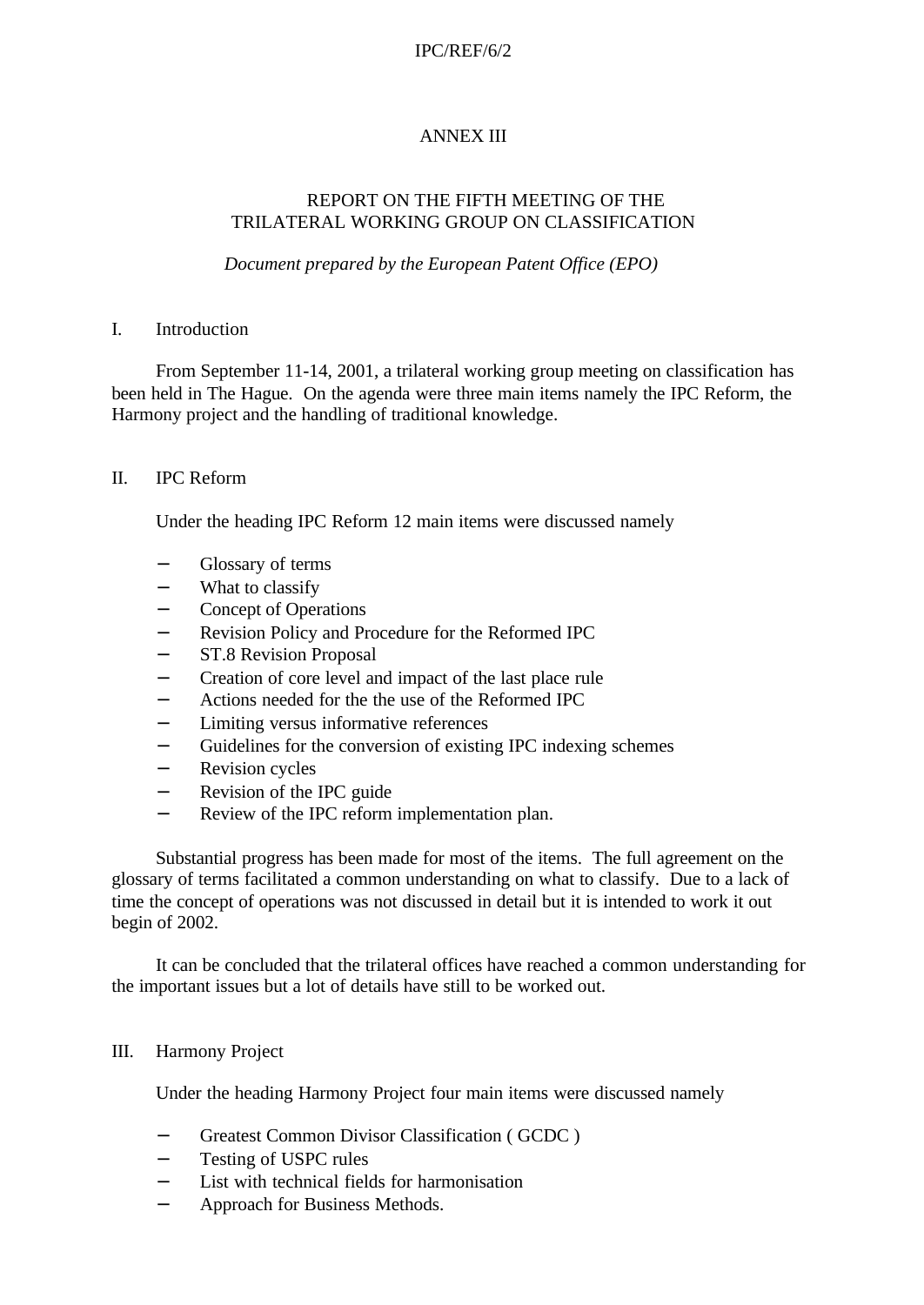IPC/REF/6/2

# ANNEX III

## REPORT ON THE FIFTH MEETING OF THE TRILATERAL WORKING GROUP ON CLASSIFICATION

*Document prepared by the European Patent Office (EPO)*

## I. Introduction

From September 11-14, 2001, a trilateral working group meeting on classification has been held in The Hague. On the agenda were three main items namely the IPC Reform, the Harmony project and the handling of traditional knowledge.

## II. IPC Reform

Under the heading IPC Reform 12 main items were discussed namely

- Glossary of terms
- What to classify
- Concept of Operations
- Revision Policy and Procedure for the Reformed IPC
- ST.8 Revision Proposal
- Creation of core level and impact of the last place rule
- Actions needed for the the use of the Reformed IPC
- Limiting versus informative references
- Guidelines for the conversion of existing IPC indexing schemes
- Revision cycles
- Revision of the IPC guide
- Review of the IPC reform implementation plan.

Substantial progress has been made for most of the items. The full agreement on the glossary of terms facilitated a common understanding on what to classify. Due to a lack of time the concept of operations was not discussed in detail but it is intended to work it out begin of 2002.

It can be concluded that the trilateral offices have reached a common understanding for the important issues but a lot of details have still to be worked out.

## III. Harmony Project

Under the heading Harmony Project four main items were discussed namely

- Greatest Common Divisor Classification ( GCDC )
- Testing of USPC rules
- List with technical fields for harmonisation
- Approach for Business Methods.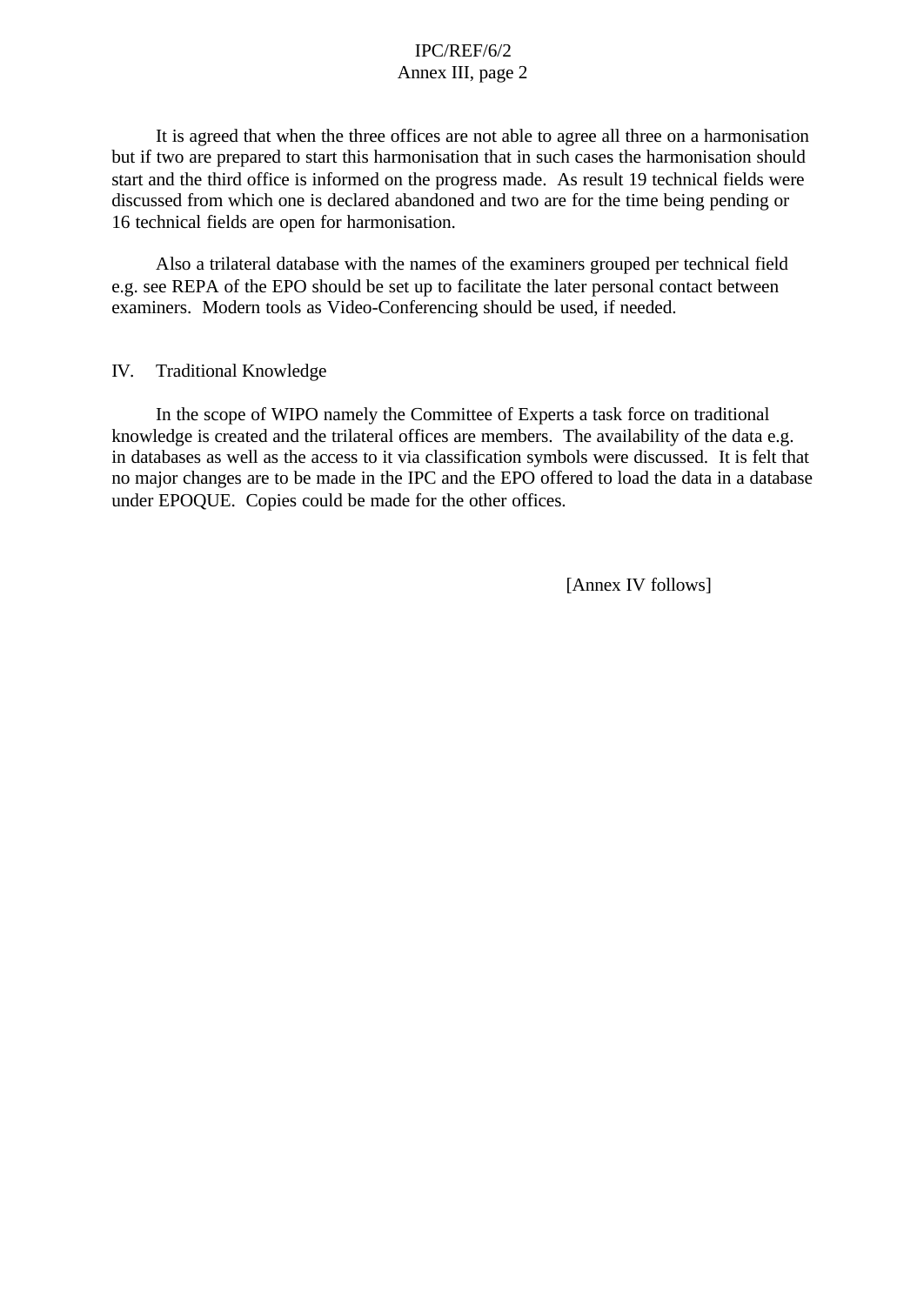It is agreed that when the three offices are not able to agree all three on a harmonisation but if two are prepared to start this harmonisation that in such cases the harmonisation should start and the third office is informed on the progress made.  As result 19 technical fields were discussed from which one is declared abandoned and two are for the time being pending or 16 technical fields are open for harmonisation.

Also a trilateral database with the names of the examiners grouped per technical field e.g. see REPA of the EPO should be set up to facilitate the later personal contact between examiners.  Modern tools as Video-Conferencing should be used, if needed.

## IV. Traditional Knowledge

In the scope of WIPO namely the Committee of Experts a task force on traditional knowledge is created and the trilateral offices are members.  The availability of the data e.g. in databases as well as the access to it via classification symbols were discussed.  It is felt that no major changes are to be made in the IPC and the EPO offered to load the data in a database under EPOQUE.  Copies could be made for the other offices.

[Annex IV follows]